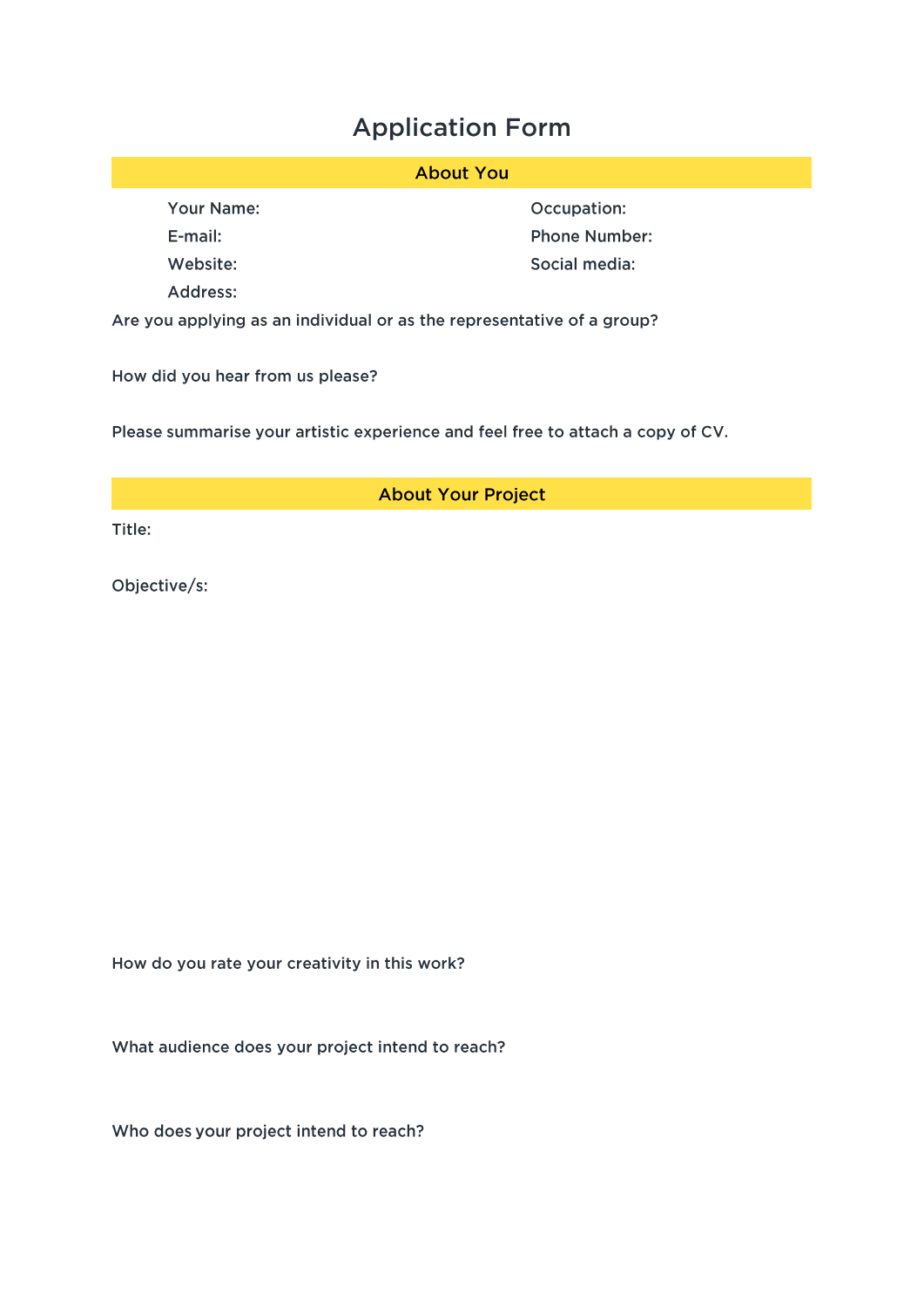# Application Form

## About You

Your Name:

Occupation:

E-mail:

Phone Number:

Website:

Social media:

Address:

Are you applying as an individual or as the representative of a group?

How did you hear from us please?

Please summarise your artistic experience and feel free to attach a copy of CV.

## About Your Project

Title:

Objective/s:

How do you rate your creativity in this work?

What audience does your project intend to reach?

Who does your project intend to reach?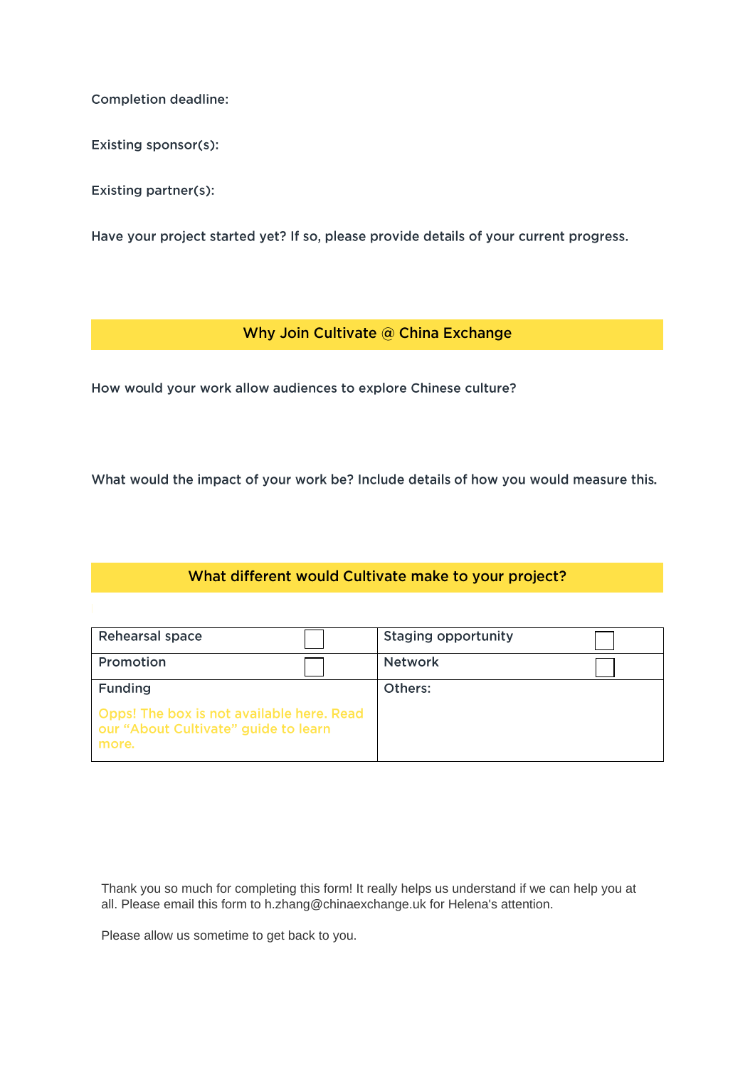Completion deadline:

Existing sponsor(s):

Existing partner(s):

Have your project started yet? If so, please provide details of your current progress.

## Why Join Cultivate @ China Exchange

How would your work allow audiences to explore Chinese culture?

What would the impact of your work be? Include details of how you would measure this.

## What different would Cultivate make to your project?

| | | | |
|---|---|---|---|
| Rehearsal space | ☐ | Staging opportunity | ☐ |
| Promotion | ☐ | Network | ☐ |
| Funding<br><br>Opps! The box is not available here. Read our "About Cultivate" guide to learn more. | | Others: | |

Thank you so much for completing this form! It really helps us understand if we can help you at all. Please email this form to h.zhang@chinaexchange.uk for Helena's attention.

Please allow us sometime to get back to you.